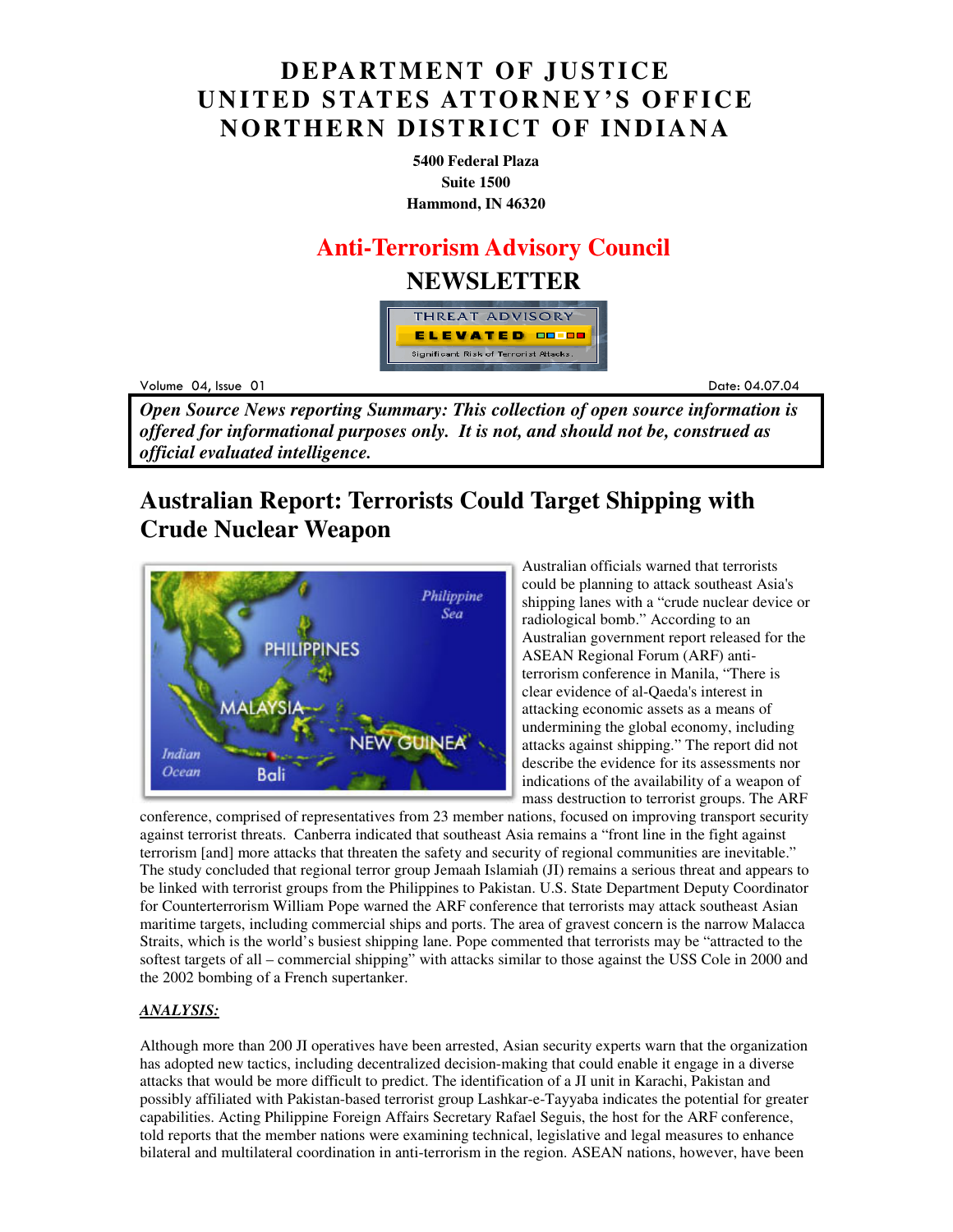# DEPARTMENT OF JUSTICE
# UNITED STATES ATTORNEY'S OFFICE
# NORTHERN DISTRICT OF INDIANA

**5400 Federal Plaza**
**Suite 1500**
**Hammond, IN 46320**

## Anti-Terrorism Advisory Council

## NEWSLETTER

THREAT ADVISORY
ELEVATED
Significant Risk of Terrorist Attacks.

Volume 04, Issue 01 — Date: 04.07.04

***Open Source News reporting Summary: This collection of open source information is offered for informational purposes only. It is not, and should not be, construed as official evaluated intelligence.***

## Australian Report: Terrorists Could Target Shipping with Crude Nuclear Weapon

Australian officials warned that terrorists could be planning to attack southeast Asia's shipping lanes with a "crude nuclear device or radiological bomb." According to an Australian government report released for the ASEAN Regional Forum (ARF) anti-terrorism conference in Manila, "There is clear evidence of al-Qaeda's interest in attacking economic assets as a means of undermining the global economy, including attacks against shipping." The report did not describe the evidence for its assessments nor indications of the availability of a weapon of mass destruction to terrorist groups. The ARF conference, comprised of representatives from 23 member nations, focused on improving transport security against terrorist threats. Canberra indicated that southeast Asia remains a "front line in the fight against terrorism [and] more attacks that threaten the safety and security of regional communities are inevitable." The study concluded that regional terror group Jemaah Islamiah (JI) remains a serious threat and appears to be linked with terrorist groups from the Philippines to Pakistan. U.S. State Department Deputy Coordinator for Counterterrorism William Pope warned the ARF conference that terrorists may attack southeast Asian maritime targets, including commercial ships and ports. The area of greatest concern is the narrow Malacca Straits, which is the world's busiest shipping lane. Pope commented that terrorists may be "attracted to the softest targets of all – commercial shipping" with attacks similar to those against the USS Cole in 2000 and the 2002 bombing of a French supertanker.

***ANALYSIS:***

Although more than 200 JI operatives have been arrested, Asian security experts warn that the organization has adopted new tactics, including decentralized decision-making that could enable it engage in a diverse attacks that would be more difficult to predict. The identification of a JI unit in Karachi, Pakistan and possibly affiliated with Pakistan-based terrorist group Lashkar-e-Tayyaba indicates the potential for greater capabilities. Acting Philippine Foreign Affairs Secretary Rafael Seguis, the host for the ARF conference, told reports that the member nations were examining technical, legislative and legal measures to enhance bilateral and multilateral coordination in anti-terrorism in the region. ASEAN nations, however, have been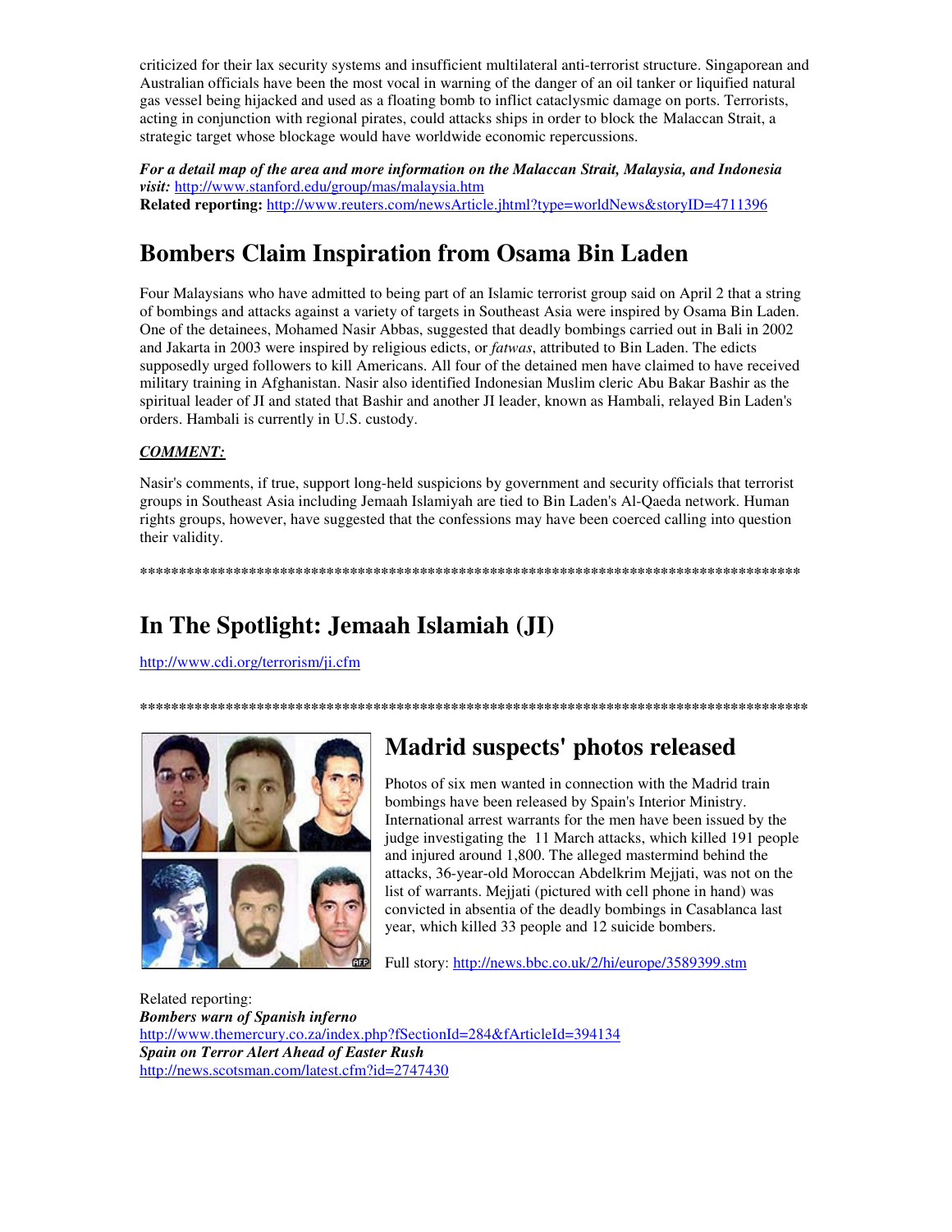criticized for their lax security systems and insufficient multilateral anti-terrorist structure. Singaporean and Australian officials have been the most vocal in warning of the danger of an oil tanker or liquified natural gas vessel being hijacked and used as a floating bomb to inflict cataclysmic damage on ports. Terrorists, acting in conjunction with regional pirates, could attacks ships in order to block the Malaccan Strait, a strategic target whose blockage would have worldwide economic repercussions.

***For a detail map of the area and more information on the Malaccan Strait, Malaysia, and Indonesia visit:*** http://www.stanford.edu/group/mas/malaysia.htm
**Related reporting:** http://www.reuters.com/newsArticle.jhtml?type=worldNews&storyID=4711396

## Bombers Claim Inspiration from Osama Bin Laden

Four Malaysians who have admitted to being part of an Islamic terrorist group said on April 2 that a string of bombings and attacks against a variety of targets in Southeast Asia were inspired by Osama Bin Laden. One of the detainees, Mohamed Nasir Abbas, suggested that deadly bombings carried out in Bali in 2002 and Jakarta in 2003 were inspired by religious edicts, or *fatwas*, attributed to Bin Laden. The edicts supposedly urged followers to kill Americans. All four of the detained men have claimed to have received military training in Afghanistan. Nasir also identified Indonesian Muslim cleric Abu Bakar Bashir as the spiritual leader of JI and stated that Bashir and another JI leader, known as Hambali, relayed Bin Laden's orders. Hambali is currently in U.S. custody.

***COMMENT:***

Nasir's comments, if true, support long-held suspicions by government and security officials that terrorist groups in Southeast Asia including Jemaah Islamiyah are tied to Bin Laden's Al-Qaeda network. Human rights groups, however, have suggested that the confessions may have been coerced calling into question their validity.

*****************************************************************************************

## In The Spotlight: Jemaah Islamiah (JI)

http://www.cdi.org/terrorism/ji.cfm

*****************************************************************************************

## Madrid suspects' photos released

Photos of six men wanted in connection with the Madrid train bombings have been released by Spain's Interior Ministry. International arrest warrants for the men have been issued by the judge investigating the 11 March attacks, which killed 191 people and injured around 1,800. The alleged mastermind behind the attacks, 36-year-old Moroccan Abdelkrim Mejjati, was not on the list of warrants. Mejjati (pictured with cell phone in hand) was convicted in absentia of the deadly bombings in Casablanca last year, which killed 33 people and 12 suicide bombers.

Full story: http://news.bbc.co.uk/2/hi/europe/3589399.stm

Related reporting:
***Bombers warn of Spanish inferno***
http://www.themercury.co.za/index.php?fSectionId=284&fArticleId=394134
***Spain on Terror Alert Ahead of Easter Rush***
http://news.scotsman.com/latest.cfm?id=2747430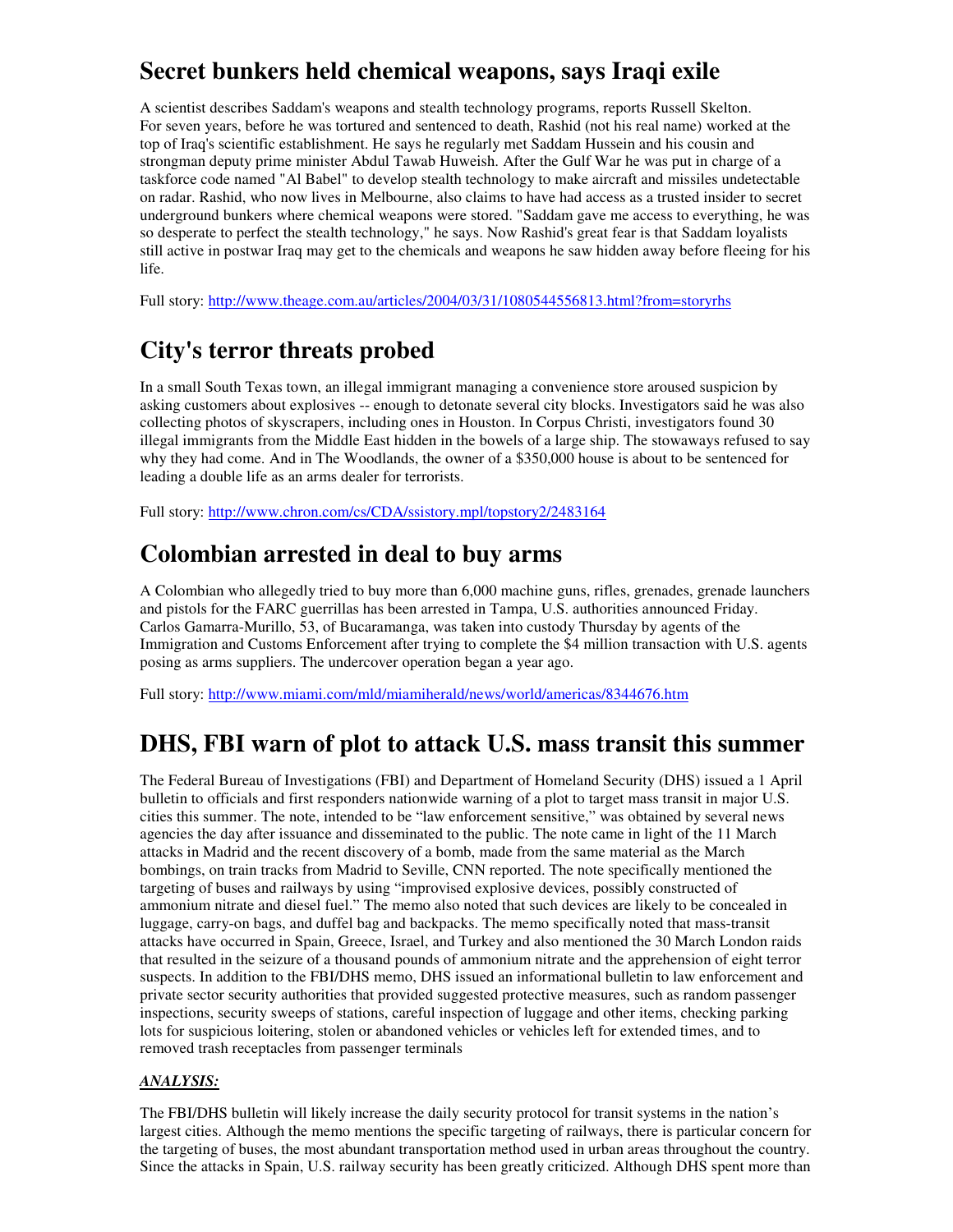## Secret bunkers held chemical weapons, says Iraqi exile

A scientist describes Saddam's weapons and stealth technology programs, reports Russell Skelton. For seven years, before he was tortured and sentenced to death, Rashid (not his real name) worked at the top of Iraq's scientific establishment. He says he regularly met Saddam Hussein and his cousin and strongman deputy prime minister Abdul Tawab Huweish. After the Gulf War he was put in charge of a taskforce code named "Al Babel" to develop stealth technology to make aircraft and missiles undetectable on radar. Rashid, who now lives in Melbourne, also claims to have had access as a trusted insider to secret underground bunkers where chemical weapons were stored. "Saddam gave me access to everything, he was so desperate to perfect the stealth technology," he says. Now Rashid's great fear is that Saddam loyalists still active in postwar Iraq may get to the chemicals and weapons he saw hidden away before fleeing for his life.

Full story: http://www.theage.com.au/articles/2004/03/31/1080544556813.html?from=storyrhs

## City's terror threats probed

In a small South Texas town, an illegal immigrant managing a convenience store aroused suspicion by asking customers about explosives -- enough to detonate several city blocks. Investigators said he was also collecting photos of skyscrapers, including ones in Houston. In Corpus Christi, investigators found 30 illegal immigrants from the Middle East hidden in the bowels of a large ship. The stowaways refused to say why they had come. And in The Woodlands, the owner of a $350,000 house is about to be sentenced for leading a double life as an arms dealer for terrorists.

Full story: http://www.chron.com/cs/CDA/ssistory.mpl/topstory2/2483164

## Colombian arrested in deal to buy arms

A Colombian who allegedly tried to buy more than 6,000 machine guns, rifles, grenades, grenade launchers and pistols for the FARC guerrillas has been arrested in Tampa, U.S. authorities announced Friday. Carlos Gamarra-Murillo, 53, of Bucaramanga, was taken into custody Thursday by agents of the Immigration and Customs Enforcement after trying to complete the $4 million transaction with U.S. agents posing as arms suppliers. The undercover operation began a year ago.

Full story: http://www.miami.com/mld/miamiherald/news/world/americas/8344676.htm

## DHS, FBI warn of plot to attack U.S. mass transit this summer

The Federal Bureau of Investigations (FBI) and Department of Homeland Security (DHS) issued a 1 April bulletin to officials and first responders nationwide warning of a plot to target mass transit in major U.S. cities this summer. The note, intended to be "law enforcement sensitive," was obtained by several news agencies the day after issuance and disseminated to the public. The note came in light of the 11 March attacks in Madrid and the recent discovery of a bomb, made from the same material as the March bombings, on train tracks from Madrid to Seville, CNN reported. The note specifically mentioned the targeting of buses and railways by using "improvised explosive devices, possibly constructed of ammonium nitrate and diesel fuel." The memo also noted that such devices are likely to be concealed in luggage, carry-on bags, and duffel bag and backpacks. The memo specifically noted that mass-transit attacks have occurred in Spain, Greece, Israel, and Turkey and also mentioned the 30 March London raids that resulted in the seizure of a thousand pounds of ammonium nitrate and the apprehension of eight terror suspects. In addition to the FBI/DHS memo, DHS issued an informational bulletin to law enforcement and private sector security authorities that provided suggested protective measures, such as random passenger inspections, security sweeps of stations, careful inspection of luggage and other items, checking parking lots for suspicious loitering, stolen or abandoned vehicles or vehicles left for extended times, and to removed trash receptacles from passenger terminals

***ANALYSIS:***

The FBI/DHS bulletin will likely increase the daily security protocol for transit systems in the nation's largest cities. Although the memo mentions the specific targeting of railways, there is particular concern for the targeting of buses, the most abundant transportation method used in urban areas throughout the country. Since the attacks in Spain, U.S. railway security has been greatly criticized. Although DHS spent more than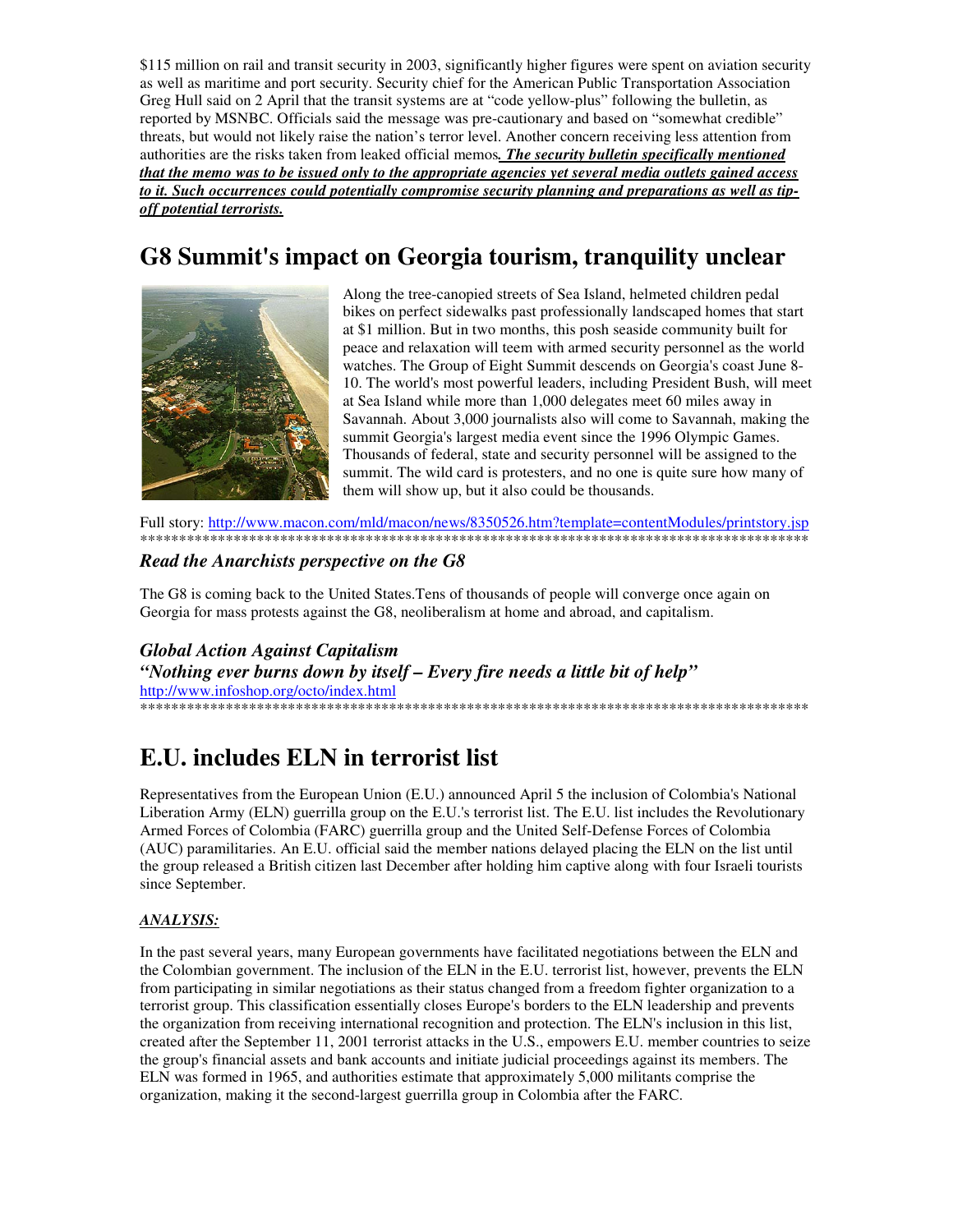$115 million on rail and transit security in 2003, significantly higher figures were spent on aviation security as well as maritime and port security. Security chief for the American Public Transportation Association Greg Hull said on 2 April that the transit systems are at "code yellow-plus" following the bulletin, as reported by MSNBC. Officials said the message was pre-cautionary and based on "somewhat credible" threats, but would not likely raise the nation's terror level. Another concern receiving less attention from authorities are the risks taken from leaked official memos*. **The security bulletin specifically mentioned that the memo was to be issued only to the appropriate agencies yet several media outlets gained access to it. Such occurrences could potentially compromise security planning and preparations as well as tip-off potential terrorists.***

# G8 Summit's impact on Georgia tourism, tranquility unclear

Along the tree-canopied streets of Sea Island, helmeted children pedal bikes on perfect sidewalks past professionally landscaped homes that start at $1 million. But in two months, this posh seaside community built for peace and relaxation will teem with armed security personnel as the world watches. The Group of Eight Summit descends on Georgia's coast June 8-10. The world's most powerful leaders, including President Bush, will meet at Sea Island while more than 1,000 delegates meet 60 miles away in Savannah. About 3,000 journalists also will come to Savannah, making the summit Georgia's largest media event since the 1996 Olympic Games. Thousands of federal, state and security personnel will be assigned to the summit. The wild card is protesters, and no one is quite sure how many of them will show up, but it also could be thousands.

Full story: http://www.macon.com/mld/macon/news/8350526.htm?template=contentModules/printstory.jsp

*****************************************************************************************

### *Read the Anarchists perspective on the G8*

The G8 is coming back to the United States.Tens of thousands of people will converge once again on Georgia for mass protests against the G8, neoliberalism at home and abroad, and capitalism.

### *Global Action Against Capitalism*
### *"Nothing ever burns down by itself – Every fire needs a little bit of help"*

http://www.infoshop.org/octo/index.html

*****************************************************************************************

# E.U. includes ELN in terrorist list

Representatives from the European Union (E.U.) announced April 5 the inclusion of Colombia's National Liberation Army (ELN) guerrilla group on the E.U.'s terrorist list. The E.U. list includes the Revolutionary Armed Forces of Colombia (FARC) guerrilla group and the United Self-Defense Forces of Colombia (AUC) paramilitaries. An E.U. official said the member nations delayed placing the ELN on the list until the group released a British citizen last December after holding him captive along with four Israeli tourists since September.

***ANALYSIS:***

In the past several years, many European governments have facilitated negotiations between the ELN and the Colombian government. The inclusion of the ELN in the E.U. terrorist list, however, prevents the ELN from participating in similar negotiations as their status changed from a freedom fighter organization to a terrorist group. This classification essentially closes Europe's borders to the ELN leadership and prevents the organization from receiving international recognition and protection. The ELN's inclusion in this list, created after the September 11, 2001 terrorist attacks in the U.S., empowers E.U. member countries to seize the group's financial assets and bank accounts and initiate judicial proceedings against its members. The ELN was formed in 1965, and authorities estimate that approximately 5,000 militants comprise the organization, making it the second-largest guerrilla group in Colombia after the FARC.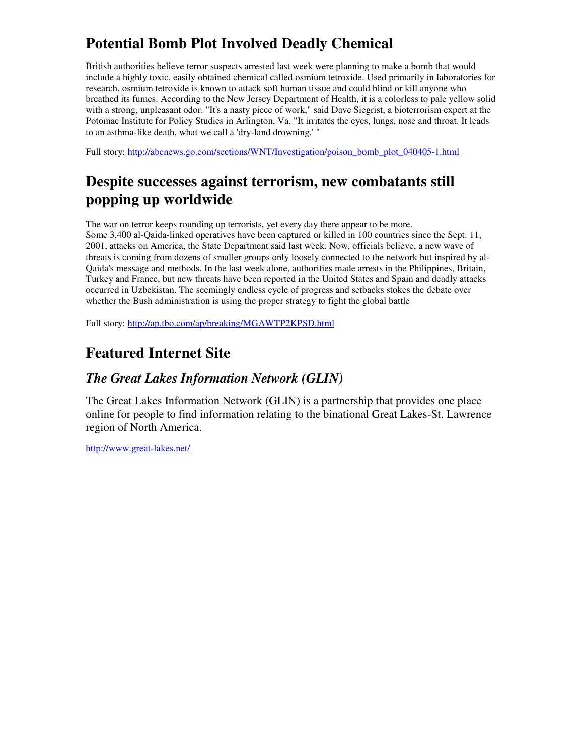## Potential Bomb Plot Involved Deadly Chemical

British authorities believe terror suspects arrested last week were planning to make a bomb that would include a highly toxic, easily obtained chemical called osmium tetroxide. Used primarily in laboratories for research, osmium tetroxide is known to attack soft human tissue and could blind or kill anyone who breathed its fumes. According to the New Jersey Department of Health, it is a colorless to pale yellow solid with a strong, unpleasant odor. "It's a nasty piece of work," said Dave Siegrist, a bioterrorism expert at the Potomac Institute for Policy Studies in Arlington, Va. "It irritates the eyes, lungs, nose and throat. It leads to an asthma-like death, what we call a 'dry-land drowning.' "

Full story: http://abcnews.go.com/sections/WNT/Investigation/poison_bomb_plot_040405-1.html

## Despite successes against terrorism, new combatants still popping up worldwide

The war on terror keeps rounding up terrorists, yet every day there appear to be more.
Some 3,400 al-Qaida-linked operatives have been captured or killed in 100 countries since the Sept. 11, 2001, attacks on America, the State Department said last week. Now, officials believe, a new wave of threats is coming from dozens of smaller groups only loosely connected to the network but inspired by al-Qaida's message and methods. In the last week alone, authorities made arrests in the Philippines, Britain, Turkey and France, but new threats have been reported in the United States and Spain and deadly attacks occurred in Uzbekistan. The seemingly endless cycle of progress and setbacks stokes the debate over whether the Bush administration is using the proper strategy to fight the global battle

Full story: http://ap.tbo.com/ap/breaking/MGAWTP2KPSD.html

## Featured Internet Site

### *The Great Lakes Information Network (GLIN)*

The Great Lakes Information Network (GLIN) is a partnership that provides one place online for people to find information relating to the binational Great Lakes-St. Lawrence region of North America.

http://www.great-lakes.net/